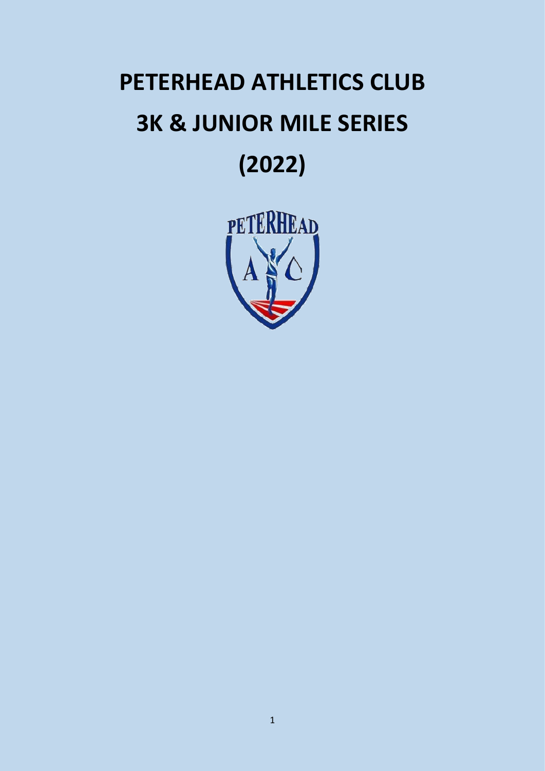# PETERHEAD ATHLETICS CLUB

# 3K & JUNIOR MILE SERIES

# (2022)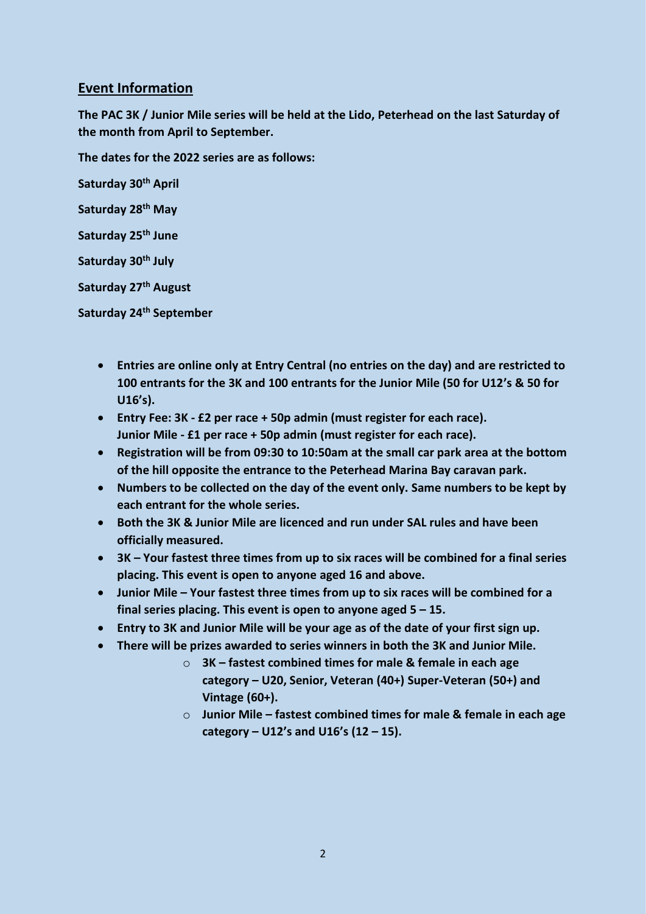## Event Information

**The PAC 3K / Junior Mile series will be held at the Lido, Peterhead on the last Saturday of the month from April to September.**

**The dates for the 2022 series are as follows:**

**Saturday 30th April**

**Saturday 28th May**

**Saturday 25th June**

**Saturday 30th July**

**Saturday 27th August**

**Saturday 24th September**

- **Entries are online only at Entry Central (no entries on the day) and are restricted to 100 entrants for the 3K and 100 entrants for the Junior Mile (50 for U12's & 50 for U16's).**
- **Entry Fee: 3K - £2 per race + 50p admin (must register for each race).
  Junior Mile - £1 per race + 50p admin (must register for each race).**
- **Registration will be from 09:30 to 10:50am at the small car park area at the bottom of the hill opposite the entrance to the Peterhead Marina Bay caravan park.**
- **Numbers to be collected on the day of the event only. Same numbers to be kept by each entrant for the whole series.**
- **Both the 3K & Junior Mile are licenced and run under SAL rules and have been officially measured.**
- **3K – Your fastest three times from up to six races will be combined for a final series placing. This event is open to anyone aged 16 and above.**
- **Junior Mile – Your fastest three times from up to six races will be combined for a final series placing. This event is open to anyone aged 5 – 15.**
- **Entry to 3K and Junior Mile will be your age as of the date of your first sign up.**
- **There will be prizes awarded to series winners in both the 3K and Junior Mile.**
  - **3K – fastest combined times for male & female in each age category – U20, Senior, Veteran (40+) Super-Veteran (50+) and Vintage (60+).**
  - **Junior Mile – fastest combined times for male & female in each age category – U12's and U16's (12 – 15).**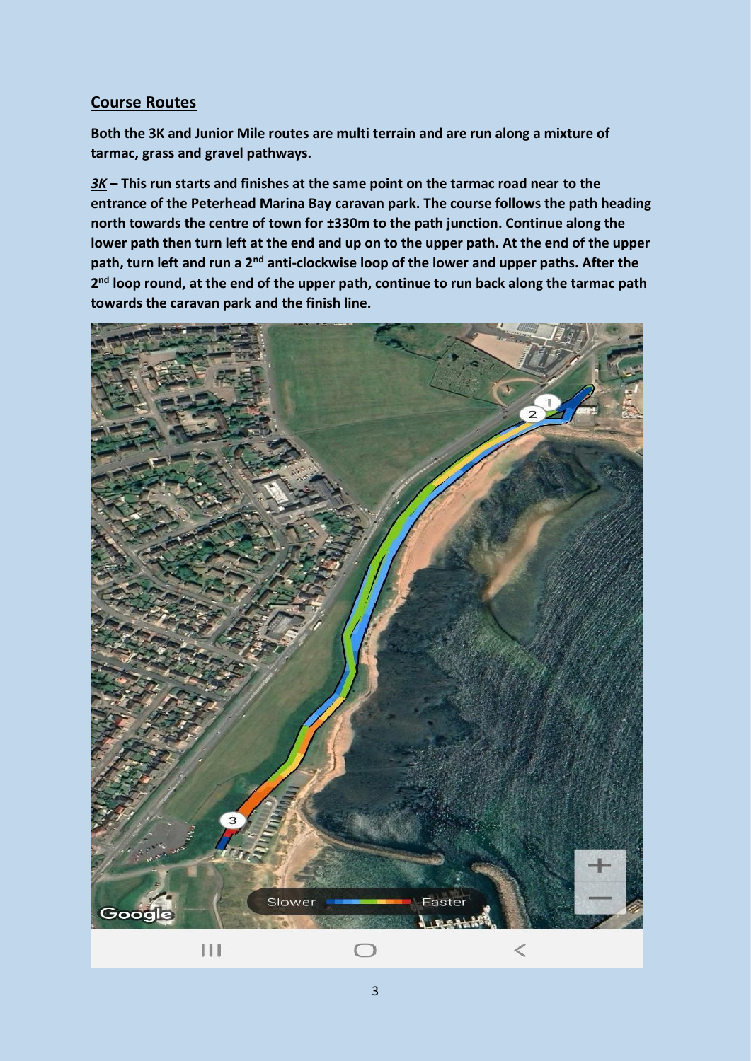## Course Routes

**Both the 3K and Junior Mile routes are multi terrain and are run along a mixture of tarmac, grass and gravel pathways.**

***3K*** **– This run starts and finishes at the same point on the tarmac road near to the entrance of the Peterhead Marina Bay caravan park. The course follows the path heading north towards the centre of town for ±330m to the path junction. Continue along the lower path then turn left at the end and up on to the upper path. At the end of the upper path, turn left and run a 2nd anti-clockwise loop of the lower and upper paths. After the 2nd loop round, at the end of the upper path, continue to run back along the tarmac path towards the caravan park and the finish line.**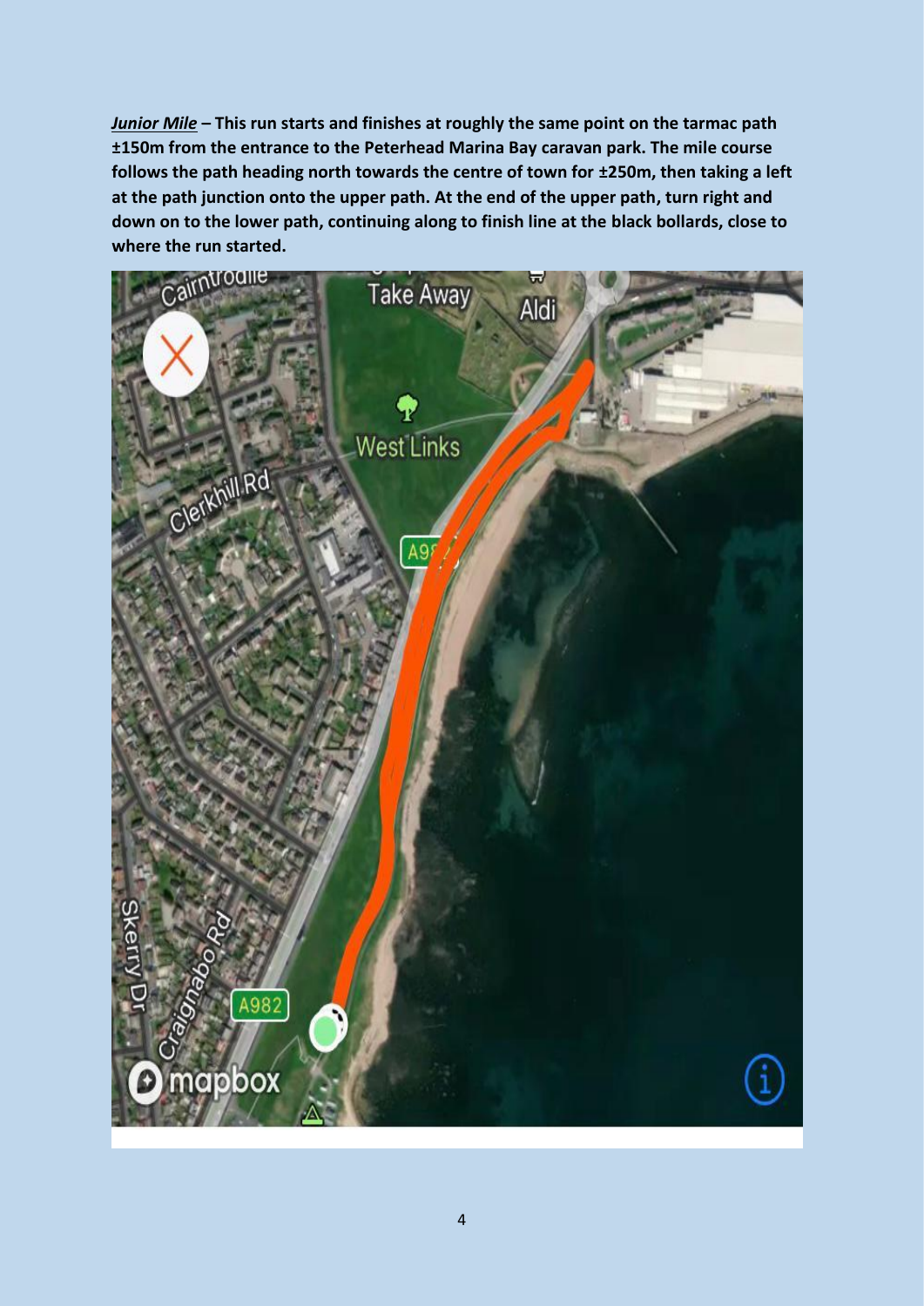***Junior Mile*** **– This run starts and finishes at roughly the same point on the tarmac path ±150m from the entrance to the Peterhead Marina Bay caravan park. The mile course follows the path heading north towards the centre of town for ±250m, then taking a left at the path junction onto the upper path. At the end of the upper path, turn right and down on to the lower path, continuing along to finish line at the black bollards, close to where the run started.**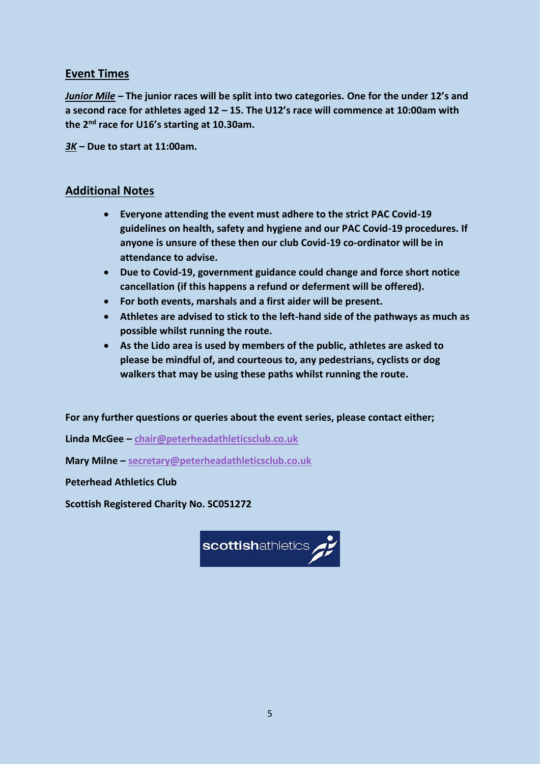## Event Times

***Junior Mile*** **– The junior races will be split into two categories. One for the under 12's and a second race for athletes aged 12 – 15. The U12's race will commence at 10:00am with the 2nd race for U16's starting at 10.30am.**

***3K*** **– Due to start at 11:00am.**

## Additional Notes

- **Everyone attending the event must adhere to the strict PAC Covid-19 guidelines on health, safety and hygiene and our PAC Covid-19 procedures. If anyone is unsure of these then our club Covid-19 co-ordinator will be in attendance to advise.**
- **Due to Covid-19, government guidance could change and force short notice cancellation (if this happens a refund or deferment will be offered).**
- **For both events, marshals and a first aider will be present.**
- **Athletes are advised to stick to the left-hand side of the pathways as much as possible whilst running the route.**
- **As the Lido area is used by members of the public, athletes are asked to please be mindful of, and courteous to, any pedestrians, cyclists or dog walkers that may be using these paths whilst running the route.**

**For any further questions or queries about the event series, please contact either;**

**Linda McGee – chair@peterheadathleticsclub.co.uk**

**Mary Milne – secretary@peterheadathleticsclub.co.uk**

**Peterhead Athletics Club**

**Scottish Registered Charity No. SC051272**

scottishathletics